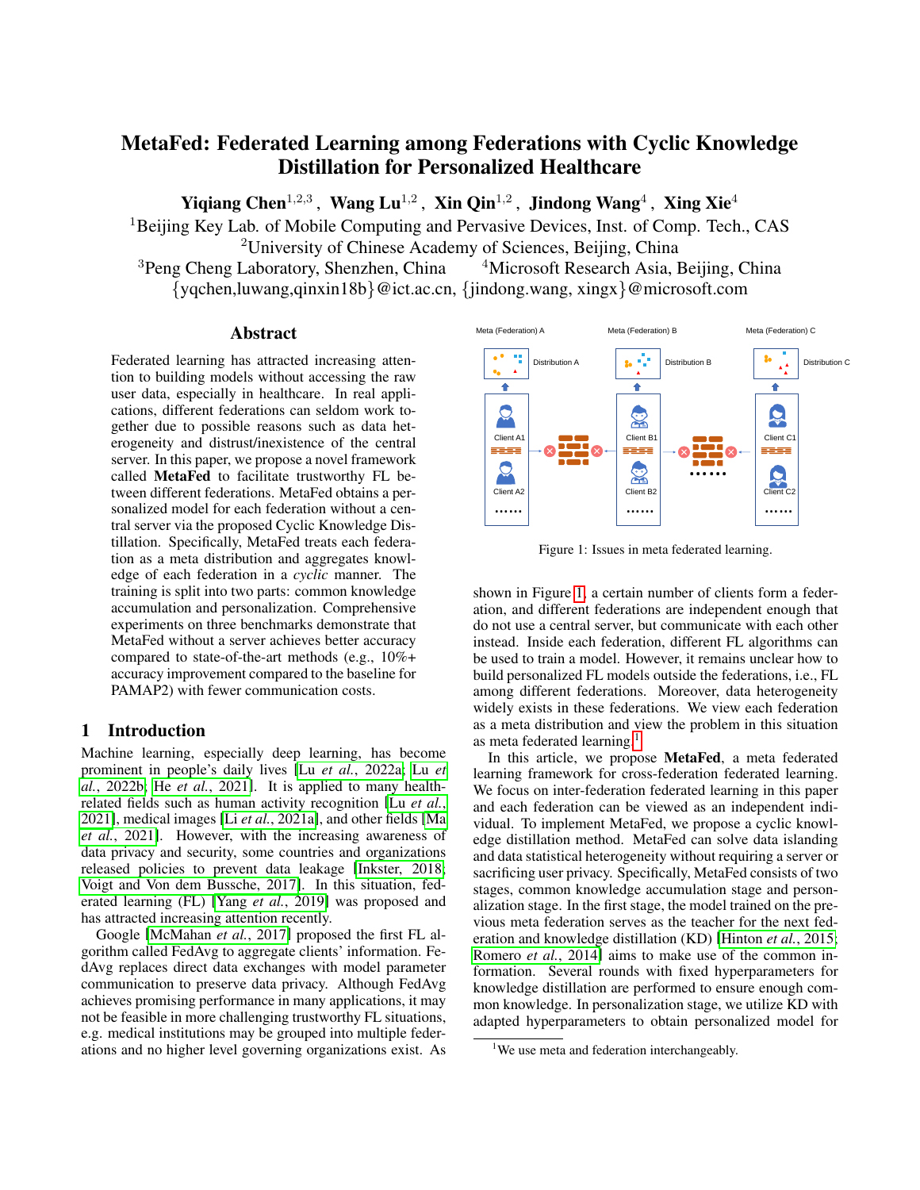# MetaFed: Federated Learning among Federations with Cyclic Knowledge Distillation for Personalized Healthcare

**Yiqiang Chen**[1,2,3], **Wang Lu**[1,2], **Xin Qin**[1,2], **Jindong Wang**[4], **Xing Xie**[4]

[1]Beijing Key Lab. of Mobile Computing and Pervasive Devices, Inst. of Comp. Tech., CAS
[2]University of Chinese Academy of Sciences, Beijing, China
[3]Peng Cheng Laboratory, Shenzhen, China [4]Microsoft Research Asia, Beijing, China
{yqchen,luwang,qinxin18b}@ict.ac.cn, {jindong.wang, xingx}@microsoft.com

## Abstract

Federated learning has attracted increasing attention to building models without accessing the raw user data, especially in healthcare. In real applications, different federations can seldom work together due to possible reasons such as data heterogeneity and distrust/inexistence of the central server. In this paper, we propose a novel framework called **MetaFed** to facilitate trustworthy FL between different federations. MetaFed obtains a personalized model for each federation without a central server via the proposed Cyclic Knowledge Distillation. Specifically, MetaFed treats each federation as a meta distribution and aggregates knowledge of each federation in a *cyclic* manner. The training is split into two parts: common knowledge accumulation and personalization. Comprehensive experiments on three benchmarks demonstrate that MetaFed without a server achieves better accuracy compared to state-of-the-art methods (e.g., 10%+ accuracy improvement compared to the baseline for PAMAP2) with fewer communication costs.

## 1 Introduction

Machine learning, especially deep learning, has become prominent in people's daily lives [Lu *et al.*, 2022a; Lu *et al.*, 2022b; He *et al.*, 2021]. It is applied to many health-related fields such as human activity recognition [Lu *et al.*, 2021], medical images [Li *et al.*, 2021a], and other fields [Ma *et al.*, 2021]. However, with the increasing awareness of data privacy and security, some countries and organizations released policies to prevent data leakage [Inkster, 2018; Voigt and Von dem Bussche, 2017]. In this situation, federated learning (FL) [Yang *et al.*, 2019] was proposed and has attracted increasing attention recently.

Google [McMahan *et al.*, 2017] proposed the first FL algorithm called FedAvg to aggregate clients' information. FedAvg replaces direct data exchanges with model parameter communication to preserve data privacy. Although FedAvg achieves promising performance in many applications, it may not be feasible in more challenging trustworthy FL situations, e.g. medical institutions may be grouped into multiple federations and no higher level governing organizations exist. As shown in Figure 1, a certain number of clients form a federation, and different federations are independent enough that do not use a central server, but communicate with each other instead. Inside each federation, different FL algorithms can be used to train a model. However, it remains unclear how to build personalized FL models outside the federations, i.e., FL among different federations. Moreover, data heterogeneity widely exists in these federations. We view each federation as a meta distribution and view the problem in this situation as meta federated learning.[1]

Figure 1: Issues in meta federated learning.

In this article, we propose **MetaFed**, a meta federated learning framework for cross-federation federated learning. We focus on inter-federation federated learning in this paper and each federation can be viewed as an independent individual. To implement MetaFed, we propose a cyclic knowledge distillation method. MetaFed can solve data islanding and data statistical heterogeneity without requiring a server or sacrificing user privacy. Specifically, MetaFed consists of two stages, common knowledge accumulation stage and personalization stage. In the first stage, the model trained on the previous meta federation serves as the teacher for the next federation and knowledge distillation (KD) [Hinton *et al.*, 2015; Romero *et al.*, 2014] aims to make use of the common information. Several rounds with fixed hyperparameters for knowledge distillation are performed to ensure enough common knowledge. In personalization stage, we utilize KD with adapted hyperparameters to obtain personalized model for

[1]We use meta and federation interchangeably.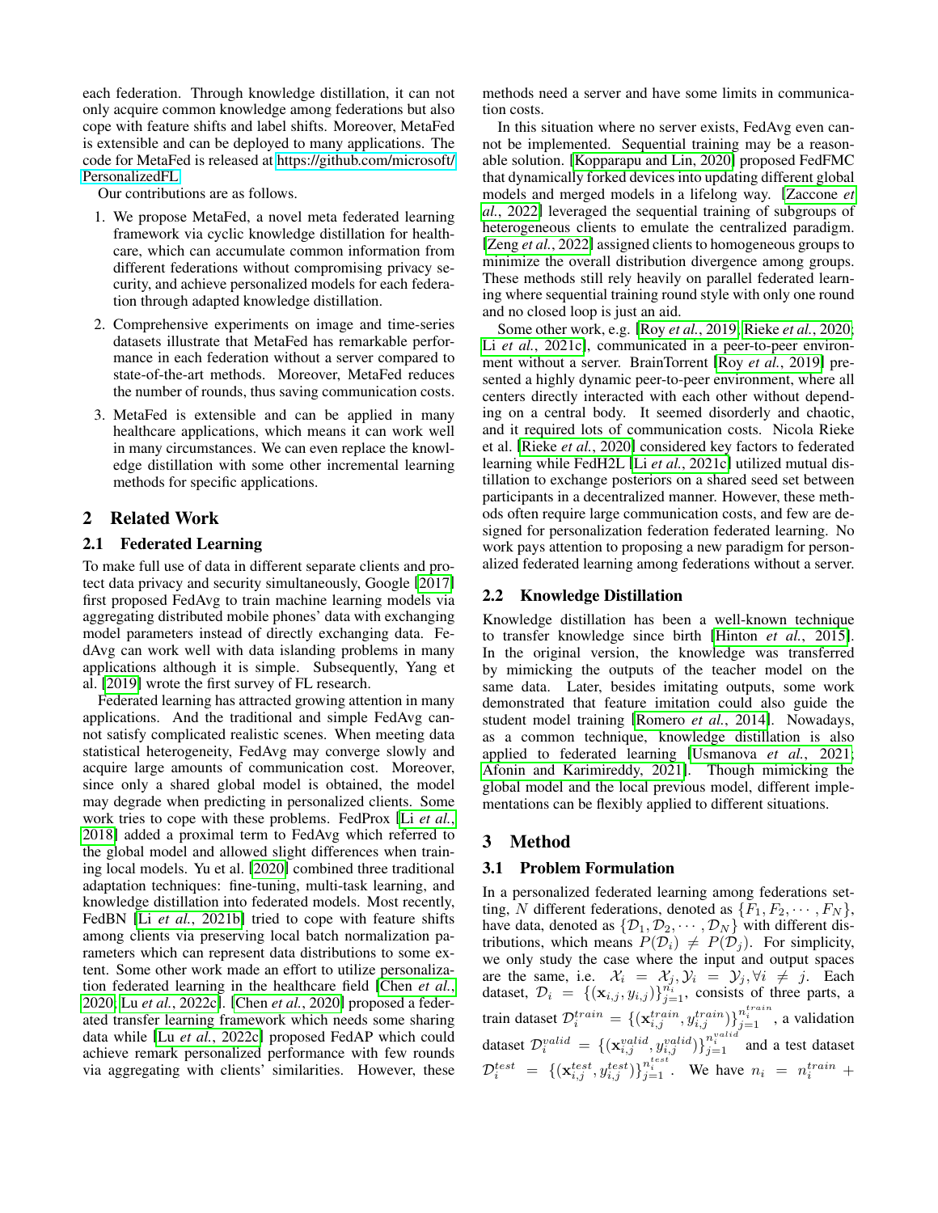each federation. Through knowledge distillation, it can not only acquire common knowledge among federations but also cope with feature shifts and label shifts. Moreover, MetaFed is extensible and can be deployed to many applications. The code for MetaFed is released at https://github.com/microsoft/PersonalizedFL.

Our contributions are as follows.

1. We propose MetaFed, a novel meta federated learning framework via cyclic knowledge distillation for healthcare, which can accumulate common information from different federations without compromising privacy security, and achieve personalized models for each federation through adapted knowledge distillation.
2. Comprehensive experiments on image and time-series datasets illustrate that MetaFed has remarkable performance in each federation without a server compared to state-of-the-art methods. Moreover, MetaFed reduces the number of rounds, thus saving communication costs.
3. MetaFed is extensible and can be applied in many healthcare applications, which means it can work well in many circumstances. We can even replace the knowledge distillation with some other incremental learning methods for specific applications.

## 2 Related Work

### 2.1 Federated Learning

To make full use of data in different separate clients and protect data privacy and security simultaneously, Google [2017] first proposed FedAvg to train machine learning models via aggregating distributed mobile phones' data with exchanging model parameters instead of directly exchanging data. FedAvg can work well with data islanding problems in many applications although it is simple. Subsequently, Yang et al. [2019] wrote the first survey of FL research.

Federated learning has attracted growing attention in many applications. And the traditional and simple FedAvg cannot satisfy complicated realistic scenes. When meeting data statistical heterogeneity, FedAvg may converge slowly and acquire large amounts of communication cost. Moreover, since only a shared global model is obtained, the model may degrade when predicting in personalized clients. Some work tries to cope with these problems. FedProx [Li *et al.*, 2018] added a proximal term to FedAvg which referred to the global model and allowed slight differences when training local models. Yu et al. [2020] combined three traditional adaptation techniques: fine-tuning, multi-task learning, and knowledge distillation into federated models. Most recently, FedBN [Li *et al.*, 2021b] tried to cope with feature shifts among clients via preserving local batch normalization parameters which can represent data distributions to some extent. Some other work made an effort to utilize personalization federated learning in the healthcare field [Chen *et al.*, 2020; Lu *et al.*, 2022c]. [Chen *et al.*, 2020] proposed a federated transfer learning framework which needs some sharing data while [Lu *et al.*, 2022c] proposed FedAP which could achieve remark personalized performance with few rounds via aggregating with clients' similarities. However, these methods need a server and have some limits in communication costs.

In this situation where no server exists, FedAvg even cannot be implemented. Sequential training may be a reasonable solution. [Kopparapu and Lin, 2020] proposed FedFMC that dynamically forked devices into updating different global models and merged models in a lifelong way. [Zaccone *et al.*, 2022] leveraged the sequential training of subgroups of heterogeneous clients to emulate the centralized paradigm. [Zeng *et al.*, 2022] assigned clients to homogeneous groups to minimize the overall distribution divergence among groups. These methods still rely heavily on parallel federated learning where sequential training round style with only one round and no closed loop is just an aid.

Some other work, e.g. [Roy *et al.*, 2019; Rieke *et al.*, 2020; Li *et al.*, 2021c], communicated in a peer-to-peer environment without a server. BrainTorrent [Roy *et al.*, 2019] presented a highly dynamic peer-to-peer environment, where all centers directly interacted with each other without depending on a central body. It seemed disorderly and chaotic, and it required lots of communication costs. Nicola Rieke et al. [Rieke *et al.*, 2020] considered key factors to federated learning while FedH2L [Li *et al.*, 2021c] utilized mutual distillation to exchange posteriors on a shared seed set between participants in a decentralized manner. However, these methods often require large communication costs, and few are designed for personalization federation federated learning. No work pays attention to proposing a new paradigm for personalized federated learning among federations without a server.

### 2.2 Knowledge Distillation

Knowledge distillation has been a well-known technique to transfer knowledge since birth [Hinton *et al.*, 2015]. In the original version, the knowledge was transferred by mimicking the outputs of the teacher model on the same data. Later, besides imitating outputs, some work demonstrated that feature imitation could also guide the student model training [Romero *et al.*, 2014]. Nowadays, as a common technique, knowledge distillation is also applied to federated learning [Usmanova *et al.*, 2021; Afonin and Karimireddy, 2021]. Though mimicking the global model and the local previous model, different implementations can be flexibly applied to different situations.

## 3 Method

### 3.1 Problem Formulation

In a personalized federated learning among federations setting, $N$ different federations, denoted as $\{F_1, F_2, \cdots, F_N\}$, have data, denoted as $\{\mathcal{D}_1, \mathcal{D}_2, \cdots, \mathcal{D}_N\}$ with different distributions, which means $P(\mathcal{D}_i) \neq P(\mathcal{D}_j)$. For simplicity, we only study the case where the input and output spaces are the same, i.e. $\mathcal{X}_i = \mathcal{X}_j, \mathcal{Y}_i = \mathcal{Y}_j, \forall i \neq j$. Each dataset, $\mathcal{D}_i = \{(\mathbf{x}_{i,j}, y_{i,j})\}_{j=1}^{n_i}$, consists of three parts, a train dataset $\mathcal{D}_i^{train} = \{(\mathbf{x}_{i,j}^{train}, y_{i,j}^{train})\}_{j=1}^{n_i^{train}}$, a validation dataset $\mathcal{D}_i^{valid} = \{(\mathbf{x}_{i,j}^{valid}, y_{i,j}^{valid})\}_{j=1}^{n_i^{valid}}$ and a test dataset $\mathcal{D}_i^{test} = \{(\mathbf{x}_{i,j}^{test}, y_{i,j}^{test})\}_{j=1}^{n_i^{test}}$. We have $n_i = n_i^{train} +$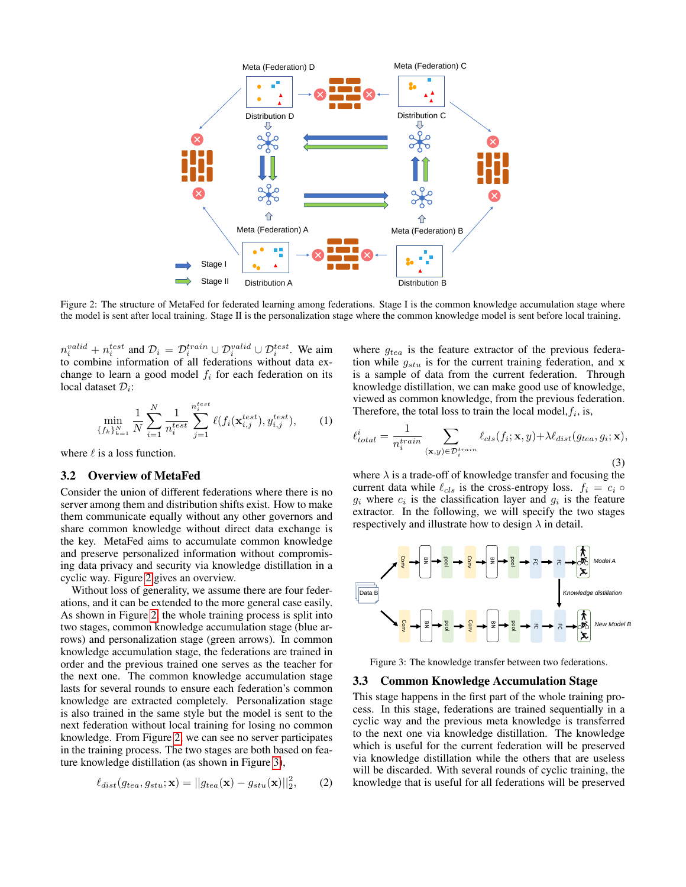Figure 2: The structure of MetaFed for federated learning among federations. Stage I is the common knowledge accumulation stage where the model is sent after local training. Stage II is the personalization stage where the common knowledge model is sent before local training.

$n_i^{valid} + n_i^{test}$ and $\mathcal{D}_i = \mathcal{D}_i^{train} \cup \mathcal{D}_i^{valid} \cup \mathcal{D}_i^{test}$. We aim to combine information of all federations without data exchange to learn a good model $f_i$ for each federation on its local dataset $\mathcal{D}_i$:

$$\min_{\{f_k\}_{k=1}^N} \frac{1}{N} \sum_{i=1}^{N} \frac{1}{n_i^{test}} \sum_{j=1}^{n_i^{test}} \ell(f_i(\mathbf{x}_{i,j}^{test}), y_{i,j}^{test}), \tag{1}$$

where $\ell$ is a loss function.

## 3.2 Overview of MetaFed

Consider the union of different federations where there is no server among them and distribution shifts exist. How to make them communicate equally without any other governors and share common knowledge without direct data exchange is the key. MetaFed aims to accumulate common knowledge and preserve personalized information without compromising data privacy and security via knowledge distillation in a cyclic way. Figure 2 gives an overview.

Without loss of generality, we assume there are four federations, and it can be extended to the more general case easily. As shown in Figure 2, the whole training process is split into two stages, common knowledge accumulation stage (blue arrows) and personalization stage (green arrows). In common knowledge accumulation stage, the federations are trained in order and the previous trained one serves as the teacher for the next one. The common knowledge accumulation stage lasts for several rounds to ensure each federation's common knowledge are extracted completely. Personalization stage is also trained in the same style but the model is sent to the next federation without local training for losing no common knowledge. From Figure 2, we can see no server participates in the training process. The two stages are both based on feature knowledge distillation (as shown in Figure 3),

$$\ell_{dist}(g_{tea}, g_{stu}; \mathbf{x}) = ||g_{tea}(\mathbf{x}) - g_{stu}(\mathbf{x})||_2^2, \tag{2}$$

where $g_{tea}$ is the feature extractor of the previous federation while $g_{stu}$ is for the current training federation, and $\mathbf{x}$ is a sample of data from the current federation. Through knowledge distillation, we can make good use of knowledge, viewed as common knowledge, from the previous federation. Therefore, the total loss to train the local model, $f_i$, is,

$$\ell_{total}^i = \frac{1}{n_i^{train}} \sum_{(\mathbf{x},y)\in\mathcal{D}_i^{train}} \ell_{cls}(f_i; \mathbf{x}, y) + \lambda \ell_{dist}(g_{tea}, g_i; \mathbf{x}), \tag{3}$$

where $\lambda$ is a trade-off of knowledge transfer and focusing the current data while $\ell_{cls}$ is the cross-entropy loss. $f_i = c_i \circ g_i$ where $c_i$ is the classification layer and $g_i$ is the feature extractor. In the following, we will specify the two stages respectively and illustrate how to design $\lambda$ in detail.

Figure 3: The knowledge transfer between two federations.

## 3.3 Common Knowledge Accumulation Stage

This stage happens in the first part of the whole training process. In this stage, federations are trained sequentially in a cyclic way and the previous meta knowledge is transferred to the next one via knowledge distillation. The knowledge which is useful for the current federation will be preserved via knowledge distillation while the others that are useless will be discarded. With several rounds of cyclic training, the knowledge that is useful for all federations will be preserved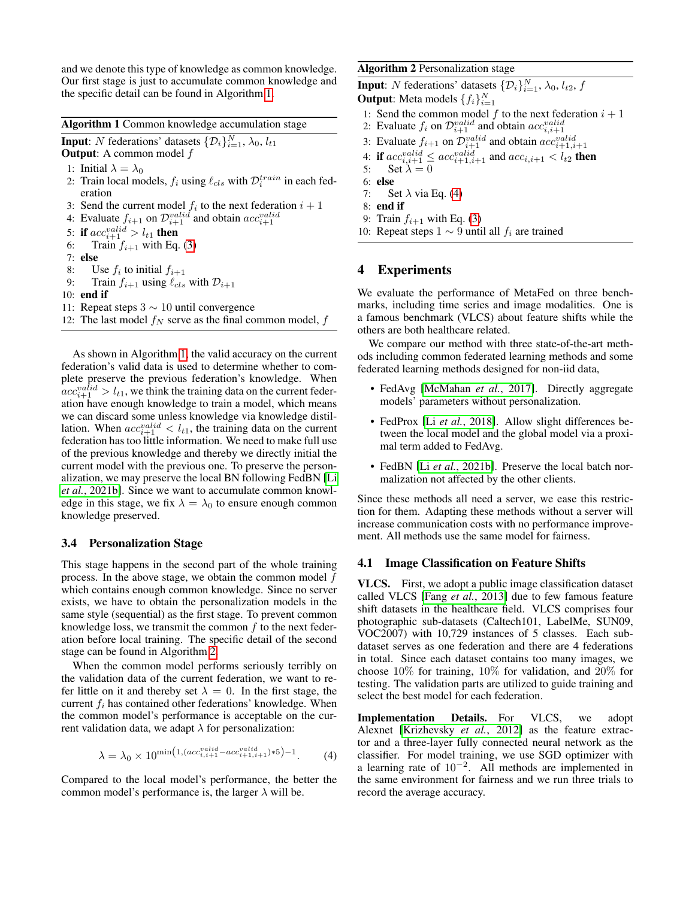and we denote this type of knowledge as common knowledge. Our first stage is just to accumulate common knowledge and the specific detail can be found in Algorithm 1.

**Algorithm 1** Common knowledge accumulation stage

**Input**: $N$ federations' datasets $\{\mathcal{D}_i\}_{i=1}^N$, $\lambda_0$, $l_{t1}$
**Output**: A common model $f$

1: Initial $\lambda = \lambda_0$
2: Train local models, $f_i$ using $\ell_{cls}$ with $\mathcal{D}_i^{train}$ in each federation
3: Send the current model $f_i$ to the next federation $i+1$
4: Evaluate $f_{i+1}$ on $\mathcal{D}_{i+1}^{valid}$ and obtain $acc_{i+1}^{valid}$
5: **if** $acc_{i+1}^{valid} > l_{t1}$ **then**
6: Train $f_{i+1}$ with Eq. (3)
7: **else**
8: Use $f_i$ to initial $f_{i+1}$
9: Train $f_{i+1}$ using $\ell_{cls}$ with $\mathcal{D}_{i+1}$
10: **end if**
11: Repeat steps $3 \sim 10$ until convergence
12: The last model $f_N$ serve as the final common model, $f$

As shown in Algorithm 1, the valid accuracy on the current federation's valid data is used to determine whether to complete preserve the previous federation's knowledge. When $acc_{i+1}^{valid} > l_{t1}$, we think the training data on the current federation have enough knowledge to train a model, which means we can discard some unless knowledge via knowledge distillation. When $acc_{i+1}^{valid} < l_{t1}$, the training data on the current federation has too little information. We need to make full use of the previous knowledge and thereby we directly initial the current model with the previous one. To preserve the personalization, we may preserve the local BN following FedBN [Li *et al.*, 2021b]. Since we want to accumulate common knowledge in this stage, we fix $\lambda = \lambda_0$ to ensure enough common knowledge preserved.

### 3.4 Personalization Stage

This stage happens in the second part of the whole training process. In the above stage, we obtain the common model $f$ which contains enough common knowledge. Since no server exists, we have to obtain the personalization models in the same style (sequential) as the first stage. To prevent common knowledge loss, we transmit the common $f$ to the next federation before local training. The specific detail of the second stage can be found in Algorithm 2.

When the common model performs seriously terribly on the validation data of the current federation, we want to refer little on it and thereby set $\lambda = 0$. In the first stage, the current $f_i$ has contained other federations' knowledge. When the common model's performance is acceptable on the current validation data, we adapt $\lambda$ for personalization:

$$\lambda = \lambda_0 \times 10^{\min\left(1, (acc_{i,i+1}^{valid} - acc_{i+1,i+1}^{valid}) * 5\right) - 1}. \quad (4)$$

Compared to the local model's performance, the better the common model's performance is, the larger $\lambda$ will be.

**Algorithm 2** Personalization stage

**Input**: $N$ federations' datasets $\{\mathcal{D}_i\}_{i=1}^N$, $\lambda_0$, $l_{t2}$, $f$
**Output**: Meta models $\{f_i\}_{i=1}^N$

1: Send the common model $f$ to the next federation $i+1$
2: Evaluate $f_i$ on $\mathcal{D}_{i+1}^{valid}$ and obtain $acc_{i,i+1}^{valid}$
3: Evaluate $f_{i+1}$ on $\mathcal{D}_{i+1}^{valid}$ and obtain $acc_{i+1,i+1}^{valid}$
4: **if** $acc_{i,i+1}^{valid} \leq acc_{i+1,i+1}^{valid}$ and $acc_{i,i+1} < l_{t2}$ **then**
5: Set $\lambda = 0$
6: **else**
7: Set $\lambda$ via Eq. (4)
8: **end if**
9: Train $f_{i+1}$ with Eq. (3)
10: Repeat steps $1 \sim 9$ until all $f_i$ are trained

## 4 Experiments

We evaluate the performance of MetaFed on three benchmarks, including time series and image modalities. One is a famous benchmark (VLCS) about feature shifts while the others are both healthcare related.

We compare our method with three state-of-the-art methods including common federated learning methods and some federated learning methods designed for non-iid data,

- FedAvg [McMahan *et al.*, 2017]. Directly aggregate models' parameters without personalization.
- FedProx [Li *et al.*, 2018]. Allow slight differences between the local model and the global model via a proximal term added to FedAvg.
- FedBN [Li *et al.*, 2021b]. Preserve the local batch normalization not affected by the other clients.

Since these methods all need a server, we ease this restriction for them. Adapting these methods without a server will increase communication costs with no performance improvement. All methods use the same model for fairness.

### 4.1 Image Classification on Feature Shifts

**VLCS.** First, we adopt a public image classification dataset called VLCS [Fang *et al.*, 2013] due to few famous feature shift datasets in the healthcare field. VLCS comprises four photographic sub-datasets (Caltech101, LabelMe, SUN09, VOC2007) with 10,729 instances of 5 classes. Each subdataset serves as one federation and there are 4 federations in total. Since each dataset contains too many images, we choose 10% for training, 10% for validation, and 20% for testing. The validation parts are utilized to guide training and select the best model for each federation.

**Implementation Details.** For VLCS, we adopt Alexnet [Krizhevsky *et al.*, 2012] as the feature extractor and a three-layer fully connected neural network as the classifier. For model training, we use SGD optimizer with a learning rate of $10^{-2}$. All methods are implemented in the same environment for fairness and we run three trials to record the average accuracy.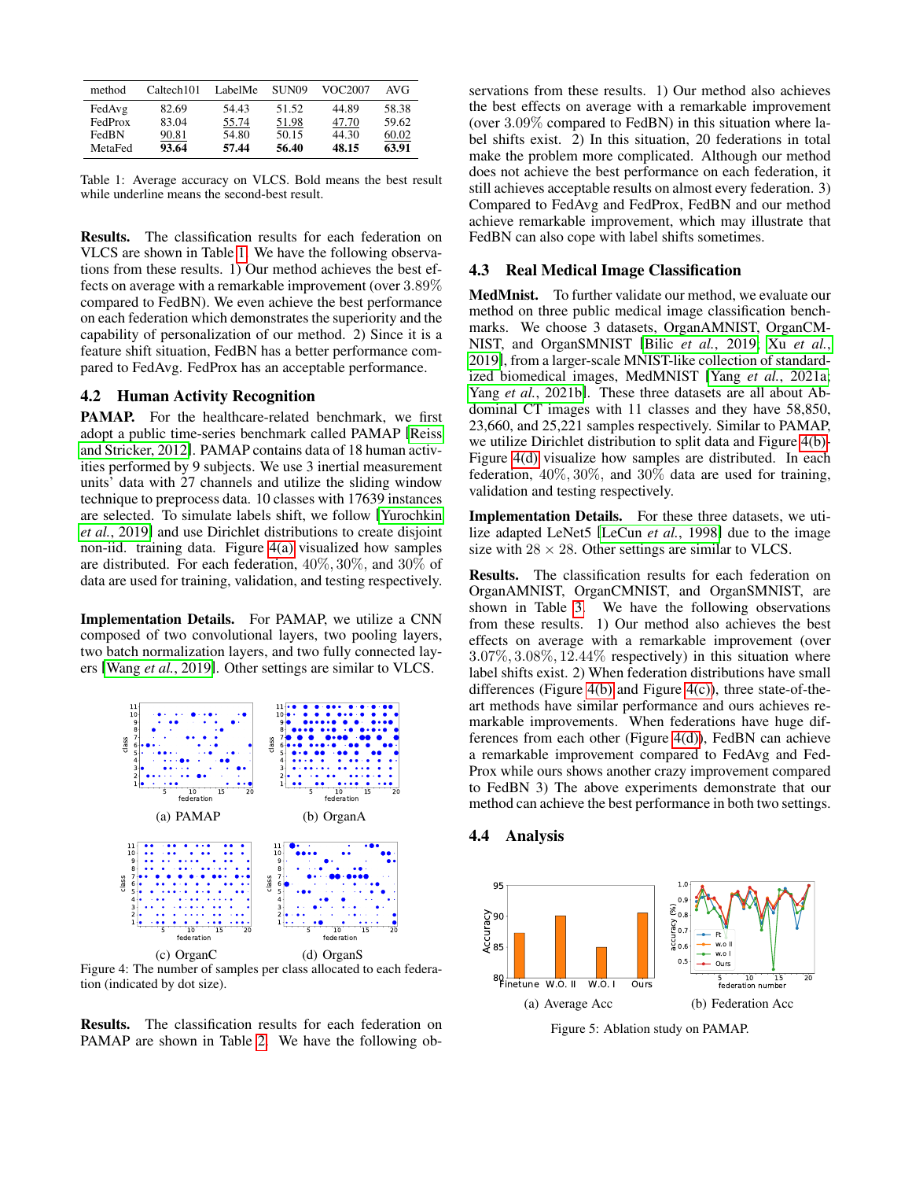| method | Caltech101 | LabelMe | SUN09 | VOC2007 | AVG |
|---|---|---|---|---|---|
| FedAvg | 82.69 | 54.43 | 51.52 | 44.89 | 58.38 |
| FedProx | 83.04 | 55.74 | 51.98 | 47.70 | 59.62 |
| FedBN | 90.81 | 54.80 | 50.15 | 44.30 | 60.02 |
| MetaFed | **93.64** | **57.44** | **56.40** | **48.15** | **63.91** |

Table 1: Average accuracy on VLCS. Bold means the best result while underline means the second-best result.

**Results.** The classification results for each federation on VLCS are shown in Table 1. We have the following observations from these results. 1) Our method achieves the best effects on average with a remarkable improvement (over 3.89% compared to FedBN). We even achieve the best performance on each federation which demonstrates the superiority and the capability of personalization of our method. 2) Since it is a feature shift situation, FedBN has a better performance compared to FedAvg. FedProx has an acceptable performance.

## 4.2 Human Activity Recognition

**PAMAP.** For the healthcare-related benchmark, we first adopt a public time-series benchmark called PAMAP [Reiss and Stricker, 2012]. PAMAP contains data of 18 human activities performed by 9 subjects. We use 3 inertial measurement units' data with 27 channels and utilize the sliding window technique to preprocess data. 10 classes with 17639 instances are selected. To simulate labels shift, we follow [Yurochkin *et al.*, 2019] and use Dirichlet distributions to create disjoint non-iid. training data. Figure 4(a) visualized how samples are distributed. For each federation, 40%, 30%, and 30% of data are used for training, validation, and testing respectively.

**Implementation Details.** For PAMAP, we utilize a CNN composed of two convolutional layers, two pooling layers, two batch normalization layers, and two fully connected layers [Wang *et al.*, 2019]. Other settings are similar to VLCS.

(a) PAMAP (b) OrganA (c) OrganC (d) OrganS

Figure 4: The number of samples per class allocated to each federation (indicated by dot size).

**Results.** The classification results for each federation on PAMAP are shown in Table 2. We have the following observations from these results. 1) Our method also achieves the best effects on average with a remarkable improvement (over 3.09% compared to FedBN) in this situation where label shifts exist. 2) In this situation, 20 federations in total make the problem more complicated. Although our method does not achieve the best performance on each federation, it still achieves acceptable results on almost every federation. 3) Compared to FedAvg and FedProx, FedBN and our method achieve remarkable improvement, which may illustrate that FedBN can also cope with label shifts sometimes.

## 4.3 Real Medical Image Classification

**MedMnist.** To further validate our method, we evaluate our method on three public medical image classification benchmarks. We choose 3 datasets, OrganAMNIST, OrganCMNIST, and OrganSMNIST [Bilic *et al.*, 2019; Xu *et al.*, 2019], from a larger-scale MNIST-like collection of standardized biomedical images, MedMNIST [Yang *et al.*, 2021a; Yang *et al.*, 2021b]. These three datasets are all about Abdominal CT images with 11 classes and they have 58,850, 23,660, and 25,221 samples respectively. Similar to PAMAP, we utilize Dirichlet distribution to split data and Figure 4(b)-Figure 4(d) visualize how samples are distributed. In each federation, 40%, 30%, and 30% data are used for training, validation and testing respectively.

**Implementation Details.** For these three datasets, we utilize adopted LeNet5 [LeCun *et al.*, 1998] due to the image size with $28 \times 28$. Other settings are similar to VLCS.

**Results.** The classification results for each federation on OrganAMNIST, OrganCMNIST, and OrganSMNIST, are shown in Table 3. We have the following observations from these results. 1) Our method also achieves the best effects on average with a remarkable improvement (over 3.07%, 3.08%, 12.44% respectively) in this situation where label shifts exist. 2) When federation distributions have small differences (Figure 4(b) and Figure 4(c)), three state-of-the-art methods have similar performance and ours achieves remarkable improvements. When federations have huge differences from each other (Figure 4(d)), FedBN can achieve a remarkable improvement compared to FedAvg and FedProx while ours shows another crazy improvement compared to FedBN 3) The above experiments demonstrate that our method can achieve the best performance in both two settings.

## 4.4 Analysis

(a) Average Acc (b) Federation Acc

Figure 5: Ablation study on PAMAP.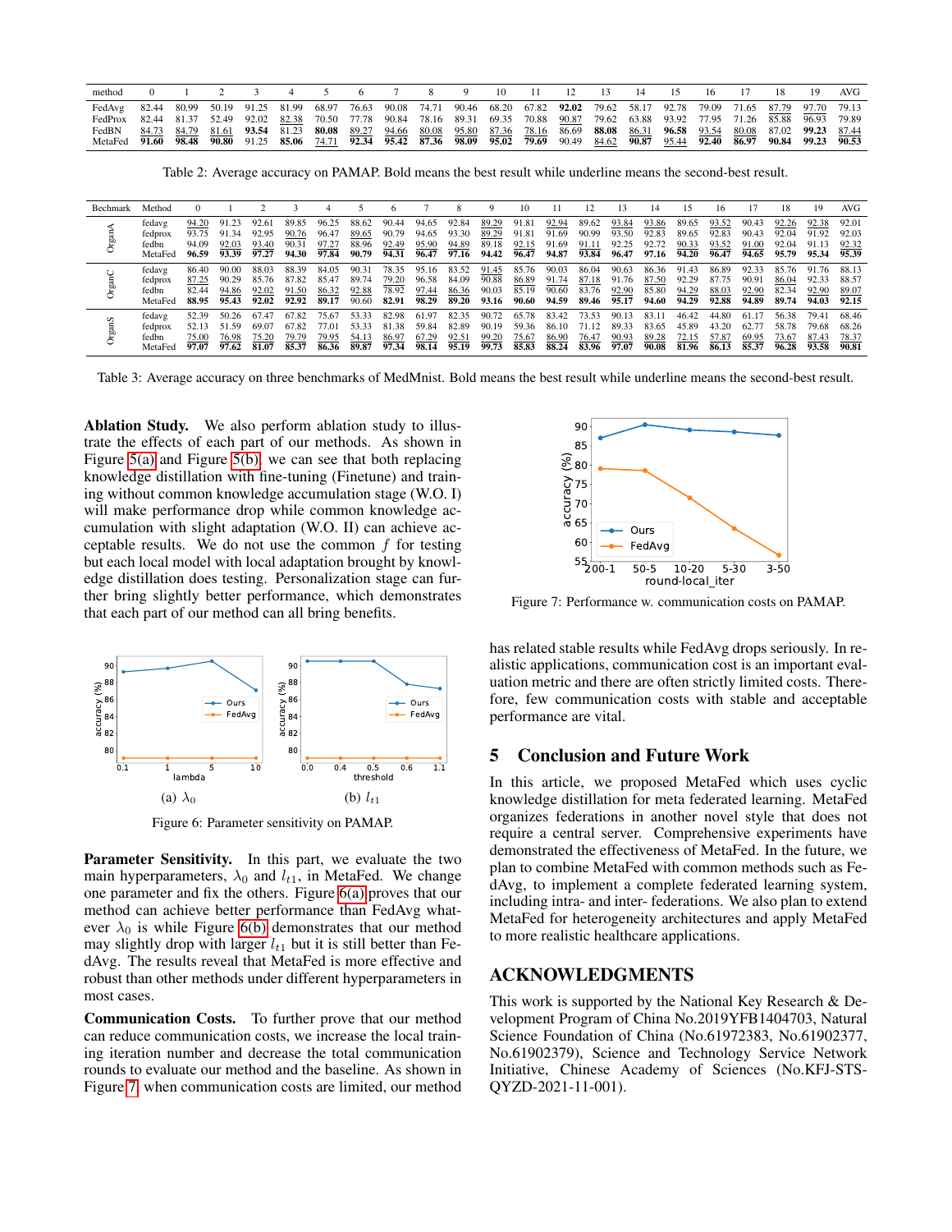| method | 0 | 1 | 2 | 3 | 4 | 5 | 6 | 7 | 8 | 9 | 10 | 11 | 12 | 13 | 14 | 15 | 16 | 17 | 18 | 19 | AVG |
|---|---|---|---|---|---|---|---|---|---|---|---|---|---|---|---|---|---|---|---|---|---|
| FedAvg | 82.44 | 80.99 | 50.19 | 91.25 | 81.99 | 68.97 | 76.63 | 90.08 | 74.71 | 90.46 | 68.20 | 67.82 | **92.02** | 79.62 | 58.17 | 92.78 | 79.09 | 71.65 | 87.79 | 97.70 | 79.13 |
| FedProx | 82.44 | 81.37 | 52.49 | 92.02 | 82.38 | 70.50 | 77.78 | 90.84 | 78.16 | 89.31 | 69.35 | 70.88 | 90.87 | 79.62 | 63.88 | 93.92 | 77.95 | 71.26 | 85.88 | 96.93 | 79.89 |
| FedBN | 84.73 | 84.79 | 81.61 | **93.54** | 81.23 | **80.08** | 89.27 | 94.66 | 80.08 | 95.80 | 87.36 | 78.16 | 86.69 | **88.08** | 86.31 | **96.58** | 93.54 | 80.08 | 87.02 | **99.23** | 87.44 |
| MetaFed | **91.60** | **98.48** | **90.80** | 91.25 | **85.06** | 74.71 | **92.34** | **95.42** | **87.36** | **98.09** | **95.02** | **79.69** | 90.49 | 84.62 | **90.87** | 95.44 | **92.40** | **86.97** | **90.84** | **99.23** | **90.53** |

Table 2: Average accuracy on PAMAP. Bold means the best result while underline means the second-best result.

| Bechmark | Method | 0 | 1 | 2 | 3 | 4 | 5 | 6 | 7 | 8 | 9 | 10 | 11 | 12 | 13 | 14 | 15 | 16 | 17 | 18 | 19 | AVG |
|---|---|---|---|---|---|---|---|---|---|---|---|---|---|---|---|---|---|---|---|---|---|---|
| OrganA | fedavg | 94.20 | 91.23 | 92.61 | 89.85 | 96.25 | 88.62 | 90.44 | 94.65 | 92.84 | 89.29 | 91.81 | 92.94 | 89.62 | 93.84 | 93.86 | 89.65 | 93.52 | 90.43 | 92.26 | 92.38 | 92.01 |
| | fedprox | 93.75 | 91.34 | 92.95 | 90.76 | 96.47 | 89.65 | 90.79 | 94.65 | 93.30 | 89.29 | 91.81 | 91.69 | 90.99 | 93.50 | 92.83 | 89.65 | 92.83 | 90.43 | 92.04 | 91.92 | 92.03 |
| | fedbn | 94.09 | 92.03 | 93.40 | 90.31 | 97.27 | 88.96 | 92.49 | 95.90 | 94.89 | 89.18 | 92.15 | 91.69 | 91.11 | 92.25 | 92.72 | 90.33 | 93.52 | 91.00 | 92.04 | 91.13 | 92.32 |
| | MetaFed | **96.59** | **93.39** | **97.27** | **94.30** | **97.84** | **90.79** | **94.31** | **96.47** | **97.16** | **94.42** | **96.47** | **94.87** | **93.84** | **96.47** | **97.16** | **94.20** | **96.47** | **94.65** | **95.79** | **95.34** | **95.39** |
| OrganC | fedavg | 86.40 | 90.00 | 88.03 | 88.39 | 84.05 | 90.31 | 78.35 | 95.16 | 83.52 | 91.45 | 85.76 | 90.03 | 86.04 | 90.63 | 86.36 | 91.43 | 86.89 | 92.33 | 85.76 | 91.76 | 88.13 |
| | fedprox | 87.25 | 90.29 | 85.76 | 87.82 | 85.47 | 89.74 | 79.20 | 96.58 | 84.09 | 90.88 | 86.89 | 91.74 | 87.18 | 91.76 | 87.50 | 92.29 | 87.75 | 90.91 | 86.04 | 92.33 | 88.57 |
| | fedbn | 82.44 | 94.86 | 92.02 | 91.50 | 86.32 | 92.88 | 78.92 | 97.44 | 86.36 | 90.03 | 85.19 | 90.60 | 83.76 | 92.90 | 85.80 | 94.29 | 88.03 | 92.90 | 82.34 | 92.90 | 89.07 |
| | MetaFed | **88.95** | **95.43** | **92.02** | **92.92** | **89.17** | 90.60 | **82.91** | **98.29** | **89.20** | **93.16** | **90.60** | **94.59** | **89.46** | **95.17** | **94.60** | **94.29** | **92.88** | **94.89** | **89.74** | **94.03** | **92.15** |
| OrganS | fedavg | 52.39 | 50.26 | 67.47 | 67.82 | 75.67 | 53.33 | 82.98 | 61.97 | 82.35 | 90.72 | 65.78 | 83.42 | 73.53 | 90.13 | 83.11 | 46.42 | 44.80 | 61.17 | 56.38 | 79.41 | 68.46 |
| | fedprox | 52.13 | 51.59 | 69.07 | 67.82 | 77.01 | 53.33 | 81.38 | 59.84 | 82.89 | 90.19 | 59.36 | 86.10 | 71.12 | 89.33 | 83.65 | 45.89 | 43.20 | 62.77 | 58.78 | 79.68 | 68.26 |
| | fedbn | 75.00 | 76.98 | 75.20 | 79.79 | 79.95 | 54.13 | 86.97 | 67.29 | 92.51 | 99.20 | 75.67 | 86.90 | 76.47 | 90.93 | 89.28 | 72.15 | 57.87 | 69.95 | 73.67 | 87.43 | 78.37 |
| | MetaFed | **97.07** | **97.62** | **81.07** | **85.37** | **86.36** | **89.87** | **97.34** | **98.14** | **95.19** | **99.73** | **85.83** | **88.24** | **83.96** | **97.07** | **90.08** | **81.96** | **86.13** | **85.37** | **96.28** | **93.58** | **90.81** |

Table 3: Average accuracy on three benchmarks of MedMnist. Bold means the best result while underline means the second-best result.

**Ablation Study.** We also perform ablation study to illustrate the effects of each part of our methods. As shown in Figure 5(a) and Figure 5(b), we can see that both replacing knowledge distillation with fine-tuning (Finetune) and training without common knowledge accumulation stage (W.O. I) will make performance drop while common knowledge accumulation with slight adaptation (W.O. II) can achieve acceptable results. We do not use the common $f$ for testing but each local model with local adaptation brought by knowledge distillation does testing. Personalization stage can further bring slightly better performance, which demonstrates that each part of our method can all bring benefits.

Figure 6: Parameter sensitivity on PAMAP. (a) $\lambda_0$ (b) $l_{t1}$

**Parameter Sensitivity.** In this part, we evaluate the two main hyperparameters, $\lambda_0$ and $l_{t1}$, in MetaFed. We change one parameter and fix the others. Figure 6(a) proves that our method can achieve better performance than FedAvg whatever $\lambda_0$ is while Figure 6(b) demonstrates that our method may slightly drop with larger $l_{t1}$ but it is still better than FedAvg. The results reveal that MetaFed is more effective and robust than other methods under different hyperparameters in most cases.

**Communication Costs.** To further prove that our method can reduce communication costs, we increase the local training iteration number and decrease the total communication rounds to evaluate our method and the baseline. As shown in Figure 7 when communication costs are limited, our method has related stable results while FedAvg drops seriously. In realistic applications, communication cost is an important evaluation metric and there are often strictly limited costs. Therefore, few communication costs with stable and acceptable performance are vital.

Figure 7: Performance w. communication costs on PAMAP.

## 5 Conclusion and Future Work

In this article, we proposed MetaFed which uses cyclic knowledge distillation for meta federated learning. MetaFed organizes federations in another novel style that does not require a central server. Comprehensive experiments have demonstrated the effectiveness of MetaFed. In the future, we plan to combine MetaFed with common methods such as FedAvg, to implement a complete federated learning system, including intra- and inter- federations. We also plan to extend MetaFed for heterogeneity architectures and apply MetaFed to more realistic healthcare applications.

## ACKNOWLEDGMENTS

This work is supported by the National Key Research & Development Program of China No.2019YFB1404703, Natural Science Foundation of China (No.61972383, No.61902377, No.61902379), Science and Technology Service Network Initiative, Chinese Academy of Sciences (No.KFJ-STS-QYZD-2021-11-001).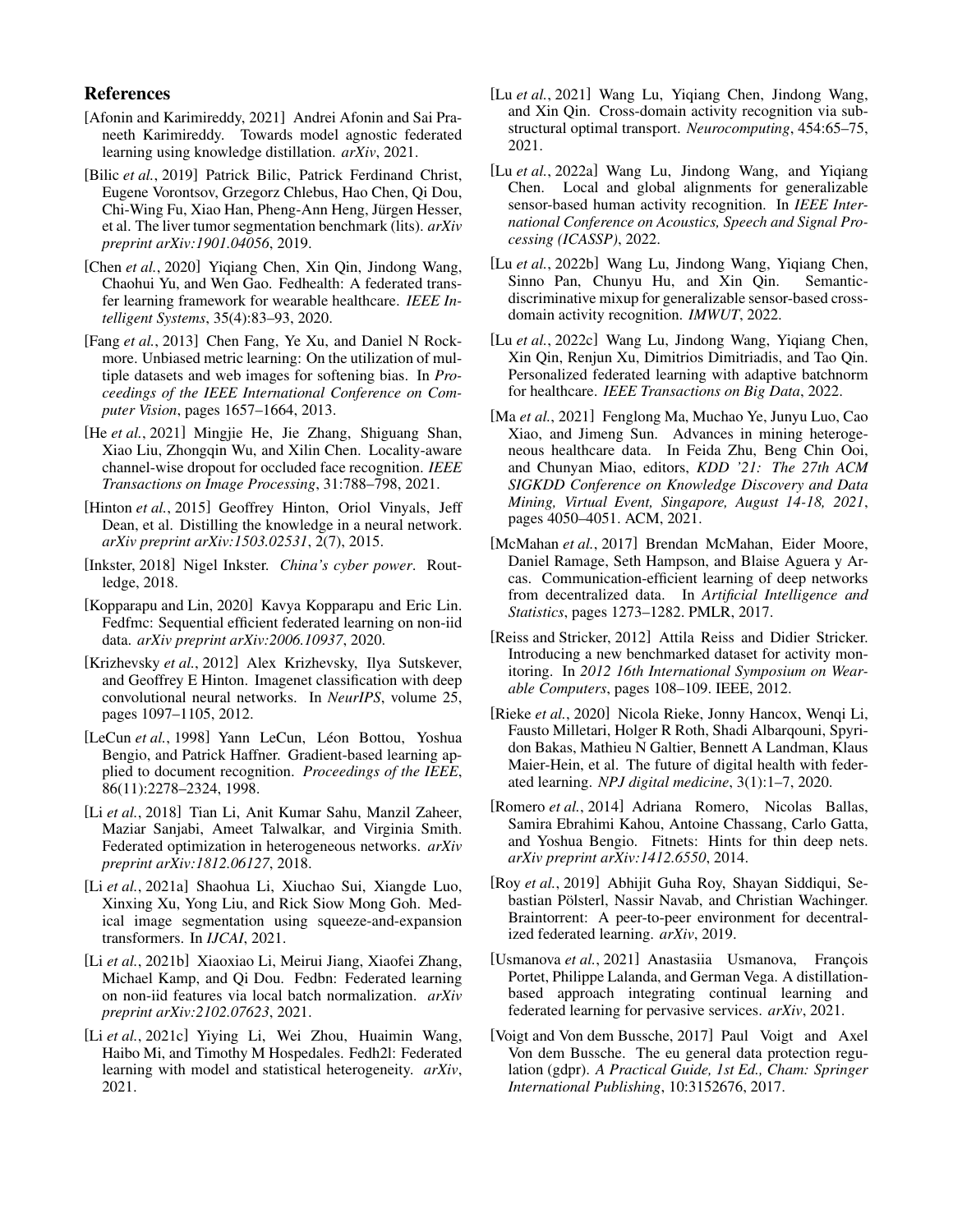## References

[Afonin and Karimireddy, 2021] Andrei Afonin and Sai Praneeth Karimireddy. Towards model agnostic federated learning using knowledge distillation. *arXiv*, 2021.

[Bilic *et al.*, 2019] Patrick Bilic, Patrick Ferdinand Christ, Eugene Vorontsov, Grzegorz Chlebus, Hao Chen, Qi Dou, Chi-Wing Fu, Xiao Han, Pheng-Ann Heng, Jürgen Hesser, et al. The liver tumor segmentation benchmark (lits). *arXiv preprint arXiv:1901.04056*, 2019.

[Chen *et al.*, 2020] Yiqiang Chen, Xin Qin, Jindong Wang, Chaohui Yu, and Wen Gao. Fedhealth: A federated transfer learning framework for wearable healthcare. *IEEE Intelligent Systems*, 35(4):83–93, 2020.

[Fang *et al.*, 2013] Chen Fang, Ye Xu, and Daniel N Rockmore. Unbiased metric learning: On the utilization of multiple datasets and web images for softening bias. In *Proceedings of the IEEE International Conference on Computer Vision*, pages 1657–1664, 2013.

[He *et al.*, 2021] Mingjie He, Jie Zhang, Shiguang Shan, Xiao Liu, Zhongqin Wu, and Xilin Chen. Locality-aware channel-wise dropout for occluded face recognition. *IEEE Transactions on Image Processing*, 31:788–798, 2021.

[Hinton *et al.*, 2015] Geoffrey Hinton, Oriol Vinyals, Jeff Dean, et al. Distilling the knowledge in a neural network. *arXiv preprint arXiv:1503.02531*, 2(7), 2015.

[Inkster, 2018] Nigel Inkster. *China's cyber power*. Routledge, 2018.

[Kopparapu and Lin, 2020] Kavya Kopparapu and Eric Lin. Fedfmc: Sequential efficient federated learning on non-iid data. *arXiv preprint arXiv:2006.10937*, 2020.

[Krizhevsky *et al.*, 2012] Alex Krizhevsky, Ilya Sutskever, and Geoffrey E Hinton. Imagenet classification with deep convolutional neural networks. In *NeurIPS*, volume 25, pages 1097–1105, 2012.

[LeCun *et al.*, 1998] Yann LeCun, Léon Bottou, Yoshua Bengio, and Patrick Haffner. Gradient-based learning applied to document recognition. *Proceedings of the IEEE*, 86(11):2278–2324, 1998.

[Li *et al.*, 2018] Tian Li, Anit Kumar Sahu, Manzil Zaheer, Maziar Sanjabi, Ameet Talwalkar, and Virginia Smith. Federated optimization in heterogeneous networks. *arXiv preprint arXiv:1812.06127*, 2018.

[Li *et al.*, 2021a] Shaohua Li, Xiuchao Sui, Xiangde Luo, Xinxing Xu, Yong Liu, and Rick Siow Mong Goh. Medical image segmentation using squeeze-and-expansion transformers. In *IJCAI*, 2021.

[Li *et al.*, 2021b] Xiaoxiao Li, Meirui Jiang, Xiaofei Zhang, Michael Kamp, and Qi Dou. Fedbn: Federated learning on non-iid features via local batch normalization. *arXiv preprint arXiv:2102.07623*, 2021.

[Li *et al.*, 2021c] Yiying Li, Wei Zhou, Huaimin Wang, Haibo Mi, and Timothy M Hospedales. Fedh2l: Federated learning with model and statistical heterogeneity. *arXiv*, 2021.

[Lu *et al.*, 2021] Wang Lu, Yiqiang Chen, Jindong Wang, and Xin Qin. Cross-domain activity recognition via substructural optimal transport. *Neurocomputing*, 454:65–75, 2021.

[Lu *et al.*, 2022a] Wang Lu, Jindong Wang, and Yiqiang Chen. Local and global alignments for generalizable sensor-based human activity recognition. In *IEEE International Conference on Acoustics, Speech and Signal Processing (ICASSP)*, 2022.

[Lu *et al.*, 2022b] Wang Lu, Jindong Wang, Yiqiang Chen, Sinno Pan, Chunyu Hu, and Xin Qin. Semantic-discriminative mixup for generalizable sensor-based cross-domain activity recognition. *IMWUT*, 2022.

[Lu *et al.*, 2022c] Wang Lu, Jindong Wang, Yiqiang Chen, Xin Qin, Renjun Xu, Dimitrios Dimitriadis, and Tao Qin. Personalized federated learning with adaptive batchnorm for healthcare. *IEEE Transactions on Big Data*, 2022.

[Ma *et al.*, 2021] Fenglong Ma, Muchao Ye, Junyu Luo, Cao Xiao, and Jimeng Sun. Advances in mining heterogeneous healthcare data. In Feida Zhu, Beng Chin Ooi, and Chunyan Miao, editors, *KDD '21: The 27th ACM SIGKDD Conference on Knowledge Discovery and Data Mining, Virtual Event, Singapore, August 14-18, 2021*, pages 4050–4051. ACM, 2021.

[McMahan *et al.*, 2017] Brendan McMahan, Eider Moore, Daniel Ramage, Seth Hampson, and Blaise Aguera y Arcas. Communication-efficient learning of deep networks from decentralized data. In *Artificial Intelligence and Statistics*, pages 1273–1282. PMLR, 2017.

[Reiss and Stricker, 2012] Attila Reiss and Didier Stricker. Introducing a new benchmarked dataset for activity monitoring. In *2012 16th International Symposium on Wearable Computers*, pages 108–109. IEEE, 2012.

[Rieke *et al.*, 2020] Nicola Rieke, Jonny Hancox, Wenqi Li, Fausto Milletari, Holger R Roth, Shadi Albarqouni, Spyridon Bakas, Mathieu N Galtier, Bennett A Landman, Klaus Maier-Hein, et al. The future of digital health with federated learning. *NPJ digital medicine*, 3(1):1–7, 2020.

[Romero *et al.*, 2014] Adriana Romero, Nicolas Ballas, Samira Ebrahimi Kahou, Antoine Chassang, Carlo Gatta, and Yoshua Bengio. Fitnets: Hints for thin deep nets. *arXiv preprint arXiv:1412.6550*, 2014.

[Roy *et al.*, 2019] Abhijit Guha Roy, Shayan Siddiqui, Sebastian Pölsterl, Nassir Navab, and Christian Wachinger. Braintorrent: A peer-to-peer environment for decentralized federated learning. *arXiv*, 2019.

[Usmanova *et al.*, 2021] Anastasiia Usmanova, François Portet, Philippe Lalanda, and German Vega. A distillation-based approach integrating continual learning and federated learning for pervasive services. *arXiv*, 2021.

[Voigt and Von dem Bussche, 2017] Paul Voigt and Axel Von dem Bussche. The eu general data protection regulation (gdpr). *A Practical Guide, 1st Ed., Cham: Springer International Publishing*, 10:3152676, 2017.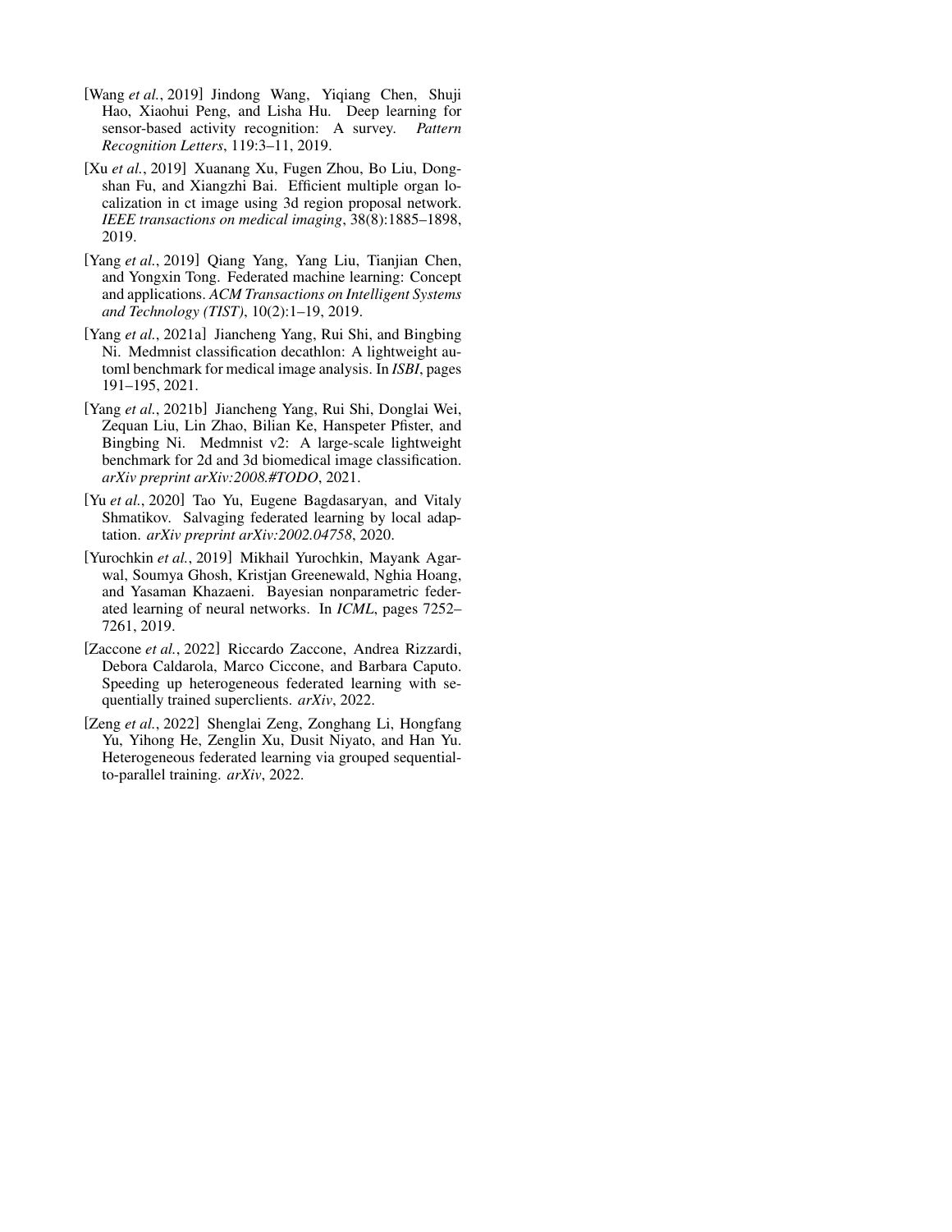[Wang *et al.*, 2019] Jindong Wang, Yiqiang Chen, Shuji Hao, Xiaohui Peng, and Lisha Hu. Deep learning for sensor-based activity recognition: A survey. *Pattern Recognition Letters*, 119:3–11, 2019.

[Xu *et al.*, 2019] Xuanang Xu, Fugen Zhou, Bo Liu, Dongshan Fu, and Xiangzhi Bai. Efficient multiple organ localization in ct image using 3d region proposal network. *IEEE transactions on medical imaging*, 38(8):1885–1898, 2019.

[Yang *et al.*, 2019] Qiang Yang, Yang Liu, Tianjian Chen, and Yongxin Tong. Federated machine learning: Concept and applications. *ACM Transactions on Intelligent Systems and Technology (TIST)*, 10(2):1–19, 2019.

[Yang *et al.*, 2021a] Jiancheng Yang, Rui Shi, and Bingbing Ni. Medmnist classification decathlon: A lightweight automl benchmark for medical image analysis. In *ISBI*, pages 191–195, 2021.

[Yang *et al.*, 2021b] Jiancheng Yang, Rui Shi, Donglai Wei, Zequan Liu, Lin Zhao, Bilian Ke, Hanspeter Pfister, and Bingbing Ni. Medmnist v2: A large-scale lightweight benchmark for 2d and 3d biomedical image classification. *arXiv preprint arXiv:2008.#TODO*, 2021.

[Yu *et al.*, 2020] Tao Yu, Eugene Bagdasaryan, and Vitaly Shmatikov. Salvaging federated learning by local adaptation. *arXiv preprint arXiv:2002.04758*, 2020.

[Yurochkin *et al.*, 2019] Mikhail Yurochkin, Mayank Agarwal, Soumya Ghosh, Kristjan Greenewald, Nghia Hoang, and Yasaman Khazaeni. Bayesian nonparametric federated learning of neural networks. In *ICML*, pages 7252–7261, 2019.

[Zaccone *et al.*, 2022] Riccardo Zaccone, Andrea Rizzardi, Debora Caldarola, Marco Ciccone, and Barbara Caputo. Speeding up heterogeneous federated learning with sequentially trained superclients. *arXiv*, 2022.

[Zeng *et al.*, 2022] Shenglai Zeng, Zonghang Li, Hongfang Yu, Yihong He, Zenglin Xu, Dusit Niyato, and Han Yu. Heterogeneous federated learning via grouped sequential-to-parallel training. *arXiv*, 2022.